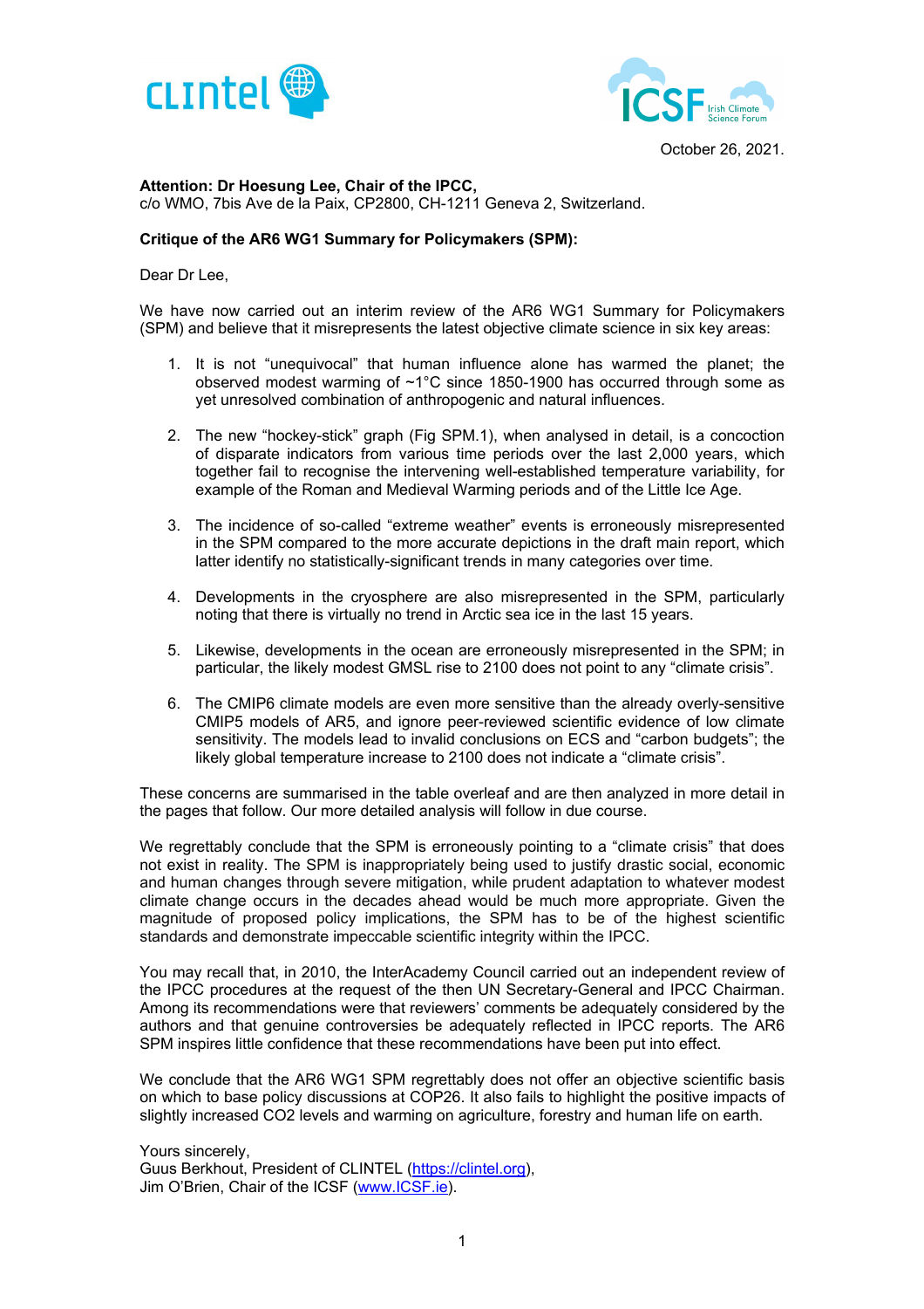October 26, 2021.

**Attention: Dr Hoesung Lee, Chair of the IPCC,**
c/o WMO, 7bis Ave de la Paix, CP2800, CH-1211 Geneva 2, Switzerland.

**Critique of the AR6 WG1 Summary for Policymakers (SPM):**

Dear Dr Lee,

We have now carried out an interim review of the AR6 WG1 Summary for Policymakers (SPM) and believe that it misrepresents the latest objective climate science in six key areas:

1. It is not "unequivocal" that human influence alone has warmed the planet; the observed modest warming of ~1°C since 1850-1900 has occurred through some as yet unresolved combination of anthropogenic and natural influences.
2. The new "hockey-stick" graph (Fig SPM.1), when analysed in detail, is a concoction of disparate indicators from various time periods over the last 2,000 years, which together fail to recognise the intervening well-established temperature variability, for example of the Roman and Medieval Warming periods and of the Little Ice Age.
3. The incidence of so-called "extreme weather" events is erroneously misrepresented in the SPM compared to the more accurate depictions in the draft main report, which latter identify no statistically-significant trends in many categories over time.
4. Developments in the cryosphere are also misrepresented in the SPM, particularly noting that there is virtually no trend in Arctic sea ice in the last 15 years.
5. Likewise, developments in the ocean are erroneously misrepresented in the SPM; in particular, the likely modest GMSL rise to 2100 does not point to any "climate crisis".
6. The CMIP6 climate models are even more sensitive than the already overly-sensitive CMIP5 models of AR5, and ignore peer-reviewed scientific evidence of low climate sensitivity. The models lead to invalid conclusions on ECS and "carbon budgets"; the likely global temperature increase to 2100 does not indicate a "climate crisis".

These concerns are summarised in the table overleaf and are then analyzed in more detail in the pages that follow. Our more detailed analysis will follow in due course.

We regrettably conclude that the SPM is erroneously pointing to a "climate crisis" that does not exist in reality. The SPM is inappropriately being used to justify drastic social, economic and human changes through severe mitigation, while prudent adaptation to whatever modest climate change occurs in the decades ahead would be much more appropriate. Given the magnitude of proposed policy implications, the SPM has to be of the highest scientific standards and demonstrate impeccable scientific integrity within the IPCC.

You may recall that, in 2010, the InterAcademy Council carried out an independent review of the IPCC procedures at the request of the then UN Secretary-General and IPCC Chairman. Among its recommendations were that reviewers' comments be adequately considered by the authors and that genuine controversies be adequately reflected in IPCC reports. The AR6 SPM inspires little confidence that these recommendations have been put into effect.

We conclude that the AR6 WG1 SPM regrettably does not offer an objective scientific basis on which to base policy discussions at COP26. It also fails to highlight the positive impacts of slightly increased CO2 levels and warming on agriculture, forestry and human life on earth.

Yours sincerely,
Guus Berkhout, President of CLINTEL (https://clintel.org),
Jim O'Brien, Chair of the ICSF (www.ICSF.ie).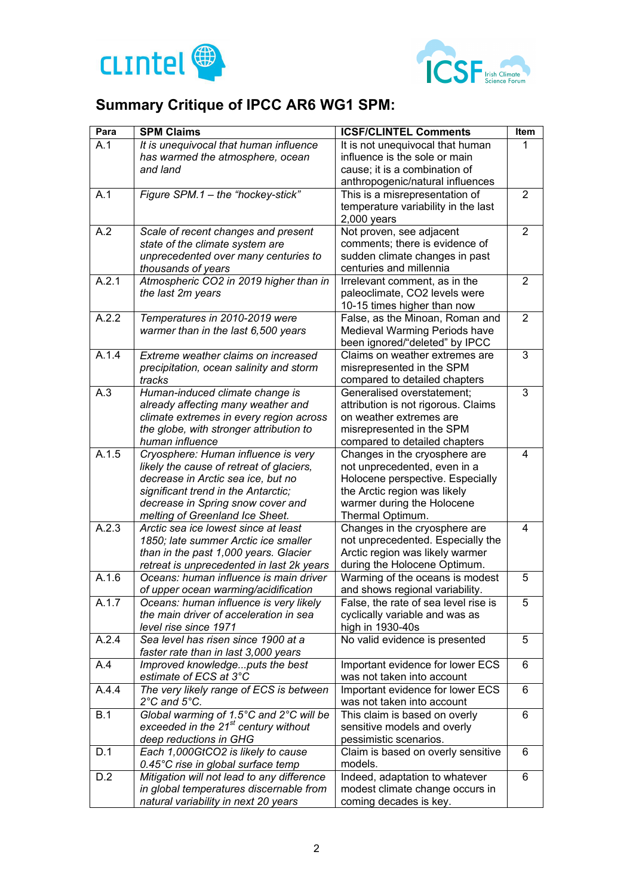## Summary Critique of IPCC AR6 WG1 SPM:

| Para | SPM Claims | ICSF/CLINTEL Comments | Item |
|---|---|---|---|
| A.1 | *It is unequivocal that human influence has warmed the atmosphere, ocean and land* | It is not unequivocal that human influence is the sole or main cause; it is a combination of anthropogenic/natural influences | 1 |
| A.1 | *Figure SPM.1 – the "hockey-stick"* | This is a misrepresentation of temperature variability in the last 2,000 years | 2 |
| A.2 | *Scale of recent changes and present state of the climate system are unprecedented over many centuries to thousands of years* | Not proven, see adjacent comments; there is evidence of sudden climate changes in past centuries and millennia | 2 |
| A.2.1 | *Atmospheric CO2 in 2019 higher than in the last 2m years* | Irrelevant comment, as in the paleoclimate, CO2 levels were 10-15 times higher than now | 2 |
| A.2.2 | *Temperatures in 2010-2019 were warmer than in the last 6,500 years* | False, as the Minoan, Roman and Medieval Warming Periods have been ignored/"deleted" by IPCC | 2 |
| A.1.4 | *Extreme weather claims on increased precipitation, ocean salinity and storm tracks* | Claims on weather extremes are misrepresented in the SPM compared to detailed chapters | 3 |
| A.3 | *Human-induced climate change is already affecting many weather and climate extremes in every region across the globe, with stronger attribution to human influence* | Generalised overstatement; attribution is not rigorous. Claims on weather extremes are misrepresented in the SPM compared to detailed chapters | 3 |
| A.1.5 | *Cryosphere: Human influence is very likely the cause of retreat of glaciers, decrease in Arctic sea ice, but no significant trend in the Antarctic; decrease in Spring snow cover and melting of Greenland Ice Sheet.* | Changes in the cryosphere are not unprecedented, even in a Holocene perspective. Especially the Arctic region was likely warmer during the Holocene Thermal Optimum. | 4 |
| A.2.3 | *Arctic sea ice lowest since at least 1850; late summer Arctic ice smaller than in the past 1,000 years. Glacier retreat is unprecedented in last 2k years* | Changes in the cryosphere are not unprecedented. Especially the Arctic region was likely warmer during the Holocene Optimum. | 4 |
| A.1.6 | *Oceans: human influence is main driver of upper ocean warming/acidification* | Warming of the oceans is modest and shows regional variability. | 5 |
| A.1.7 | *Oceans: human influence is very likely the main driver of acceleration in sea level rise since 1971* | False, the rate of sea level rise is cyclically variable and was as high in 1930-40s | 5 |
| A.2.4 | *Sea level has risen since 1900 at a faster rate than in last 3,000 years* | No valid evidence is presented | 5 |
| A.4 | *Improved knowledge...puts the best estimate of ECS at 3°C* | Important evidence for lower ECS was not taken into account | 6 |
| A.4.4 | *The very likely range of ECS is between 2°C and 5°C.* | Important evidence for lower ECS was not taken into account | 6 |
| B.1 | *Global warming of 1.5°C and 2°C will be exceeded in the 21st century without deep reductions in GHG* | This claim is based on overly sensitive models and overly pessimistic scenarios. | 6 |
| D.1 | *Each 1,000GtCO2 is likely to cause 0.45°C rise in global surface temp* | Claim is based on overly sensitive models. | 6 |
| D.2 | *Mitigation will not lead to any difference in global temperatures discernable from natural variability in next 20 years* | Indeed, adaptation to whatever modest climate change occurs in coming decades is key. | 6 |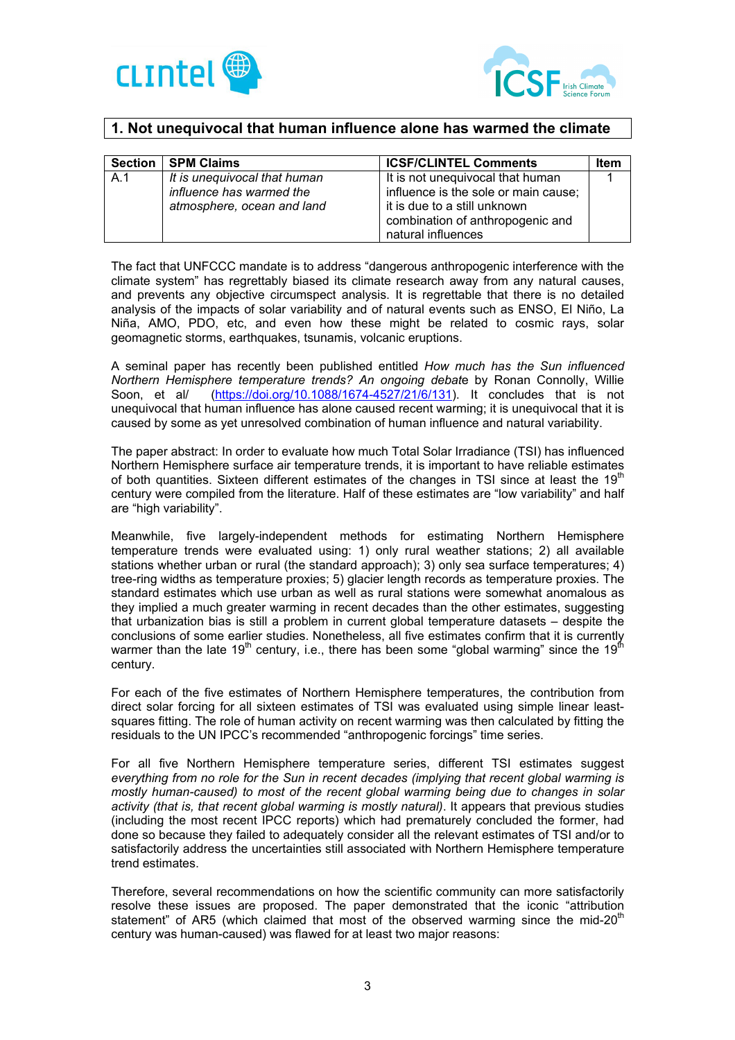## 1. Not unequivocal that human influence alone has warmed the climate

| Section | SPM Claims | ICSF/CLINTEL Comments | Item |
|---|---|---|---|
| A.1 | *It is unequivocal that human influence has warmed the atmosphere, ocean and land* | It is not unequivocal that human influence is the sole or main cause; it is due to a still unknown combination of anthropogenic and natural influences | 1 |

The fact that UNFCCC mandate is to address "dangerous anthropogenic interference with the climate system" has regrettably biased its climate research away from any natural causes, and prevents any objective circumspect analysis. It is regrettable that there is no detailed analysis of the impacts of solar variability and of natural events such as ENSO, El Niño, La Niña, AMO, PDO, etc, and even how these might be related to cosmic rays, solar geomagnetic storms, earthquakes, tsunamis, volcanic eruptions.

A seminal paper has recently been published entitled *How much has the Sun influenced Northern Hemisphere temperature trends? An ongoing debat*e by Ronan Connolly, Willie Soon, et al/ (https://doi.org/10.1088/1674-4527/21/6/131). It concludes that is not unequivocal that human influence has alone caused recent warming; it is unequivocal that it is caused by some as yet unresolved combination of human influence and natural variability.

The paper abstract: In order to evaluate how much Total Solar Irradiance (TSI) has influenced Northern Hemisphere surface air temperature trends, it is important to have reliable estimates of both quantities. Sixteen different estimates of the changes in TSI since at least the 19th century were compiled from the literature. Half of these estimates are "low variability" and half are "high variability".

Meanwhile, five largely-independent methods for estimating Northern Hemisphere temperature trends were evaluated using: 1) only rural weather stations; 2) all available stations whether urban or rural (the standard approach); 3) only sea surface temperatures; 4) tree-ring widths as temperature proxies; 5) glacier length records as temperature proxies. The standard estimates which use urban as well as rural stations were somewhat anomalous as they implied a much greater warming in recent decades than the other estimates, suggesting that urbanization bias is still a problem in current global temperature datasets – despite the conclusions of some earlier studies. Nonetheless, all five estimates confirm that it is currently warmer than the late 19th century, i.e., there has been some "global warming" since the 19th century.

For each of the five estimates of Northern Hemisphere temperatures, the contribution from direct solar forcing for all sixteen estimates of TSI was evaluated using simple linear least-squares fitting. The role of human activity on recent warming was then calculated by fitting the residuals to the UN IPCC's recommended "anthropogenic forcings" time series.

For all five Northern Hemisphere temperature series, different TSI estimates suggest *everything from no role for the Sun in recent decades (implying that recent global warming is mostly human-caused) to most of the recent global warming being due to changes in solar activity (that is, that recent global warming is mostly natural)*. It appears that previous studies (including the most recent IPCC reports) which had prematurely concluded the former, had done so because they failed to adequately consider all the relevant estimates of TSI and/or to satisfactorily address the uncertainties still associated with Northern Hemisphere temperature trend estimates.

Therefore, several recommendations on how the scientific community can more satisfactorily resolve these issues are proposed. The paper demonstrated that the iconic "attribution statement" of AR5 (which claimed that most of the observed warming since the mid-20th century was human-caused) was flawed for at least two major reasons: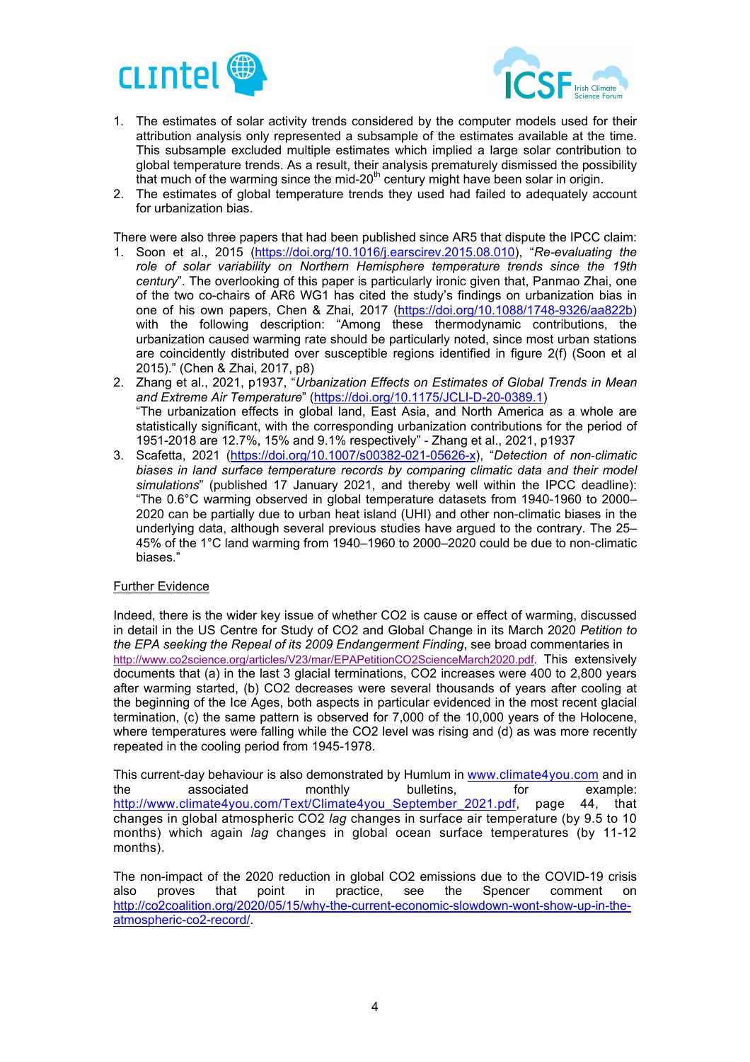1. The estimates of solar activity trends considered by the computer models used for their attribution analysis only represented a subsample of the estimates available at the time. This subsample excluded multiple estimates which implied a large solar contribution to global temperature trends. As a result, their analysis prematurely dismissed the possibility that much of the warming since the mid-20th century might have been solar in origin.
2. The estimates of global temperature trends they used had failed to adequately account for urbanization bias.

There were also three papers that had been published since AR5 that dispute the IPCC claim:

1. Soon et al., 2015 (https://doi.org/10.1016/j.earscirev.2015.08.010), "*Re-evaluating the role of solar variability on Northern Hemisphere temperature trends since the 19th century*". The overlooking of this paper is particularly ironic given that, Panmao Zhai, one of the two co-chairs of AR6 WG1 has cited the study's findings on urbanization bias in one of his own papers, Chen & Zhai, 2017 (https://doi.org/10.1088/1748-9326/aa822b) with the following description: "Among these thermodynamic contributions, the urbanization caused warming rate should be particularly noted, since most urban stations are coincidently distributed over susceptible regions identified in figure 2(f) (Soon et al 2015)." (Chen & Zhai, 2017, p8)
2. Zhang et al., 2021, p1937, "*Urbanization Effects on Estimates of Global Trends in Mean and Extreme Air Temperature*" (https://doi.org/10.1175/JCLI-D-20-0389.1)
   "The urbanization effects in global land, East Asia, and North America as a whole are statistically significant, with the corresponding urbanization contributions for the period of 1951-2018 are 12.7%, 15% and 9.1% respectively" - Zhang et al., 2021, p1937
3. Scafetta, 2021 (https://doi.org/10.1007/s00382-021-05626-x), "*Detection of non-climatic biases in land surface temperature records by comparing climatic data and their model simulations*" (published 17 January 2021, and thereby well within the IPCC deadline): "The 0.6°C warming observed in global temperature datasets from 1940-1960 to 2000–2020 can be partially due to urban heat island (UHI) and other non-climatic biases in the underlying data, although several previous studies have argued to the contrary. The 25–45% of the 1°C land warming from 1940–1960 to 2000–2020 could be due to non-climatic biases."

Further Evidence

Indeed, there is the wider key issue of whether $CO_2$ is cause or effect of warming, discussed in detail in the US Centre for Study of $CO_2$ and Global Change in its March 2020 *Petition to the EPA seeking the Repeal of its 2009 Endangerment Finding*, see broad commentaries in http://www.co2science.org/articles/V23/mar/EPAPetitionCO2ScienceMarch2020.pdf. This extensively documents that (a) in the last 3 glacial terminations, $CO_2$ increases were 400 to 2,800 years after warming started, (b) $CO_2$ decreases were several thousands of years after cooling at the beginning of the Ice Ages, both aspects in particular evidenced in the most recent glacial termination, (c) the same pattern is observed for 7,000 of the 10,000 years of the Holocene, where temperatures were falling while the $CO_2$ level was rising and (d) as was more recently repeated in the cooling period from 1945-1978.

This current-day behaviour is also demonstrated by Humlum in www.climate4you.com and in the associated monthly bulletins, for example: http://www.climate4you.com/Text/Climate4you_September_2021.pdf, page 44, that changes in global atmospheric $CO_2$ *lag* changes in surface air temperature (by 9.5 to 10 months) which again *lag* changes in global ocean surface temperatures (by 11-12 months).

The non-impact of the 2020 reduction in global $CO_2$ emissions due to the COVID-19 crisis also proves that point in practice, see the Spencer comment on http://co2coalition.org/2020/05/15/why-the-current-economic-slowdown-wont-show-up-in-the-atmospheric-co2-record/.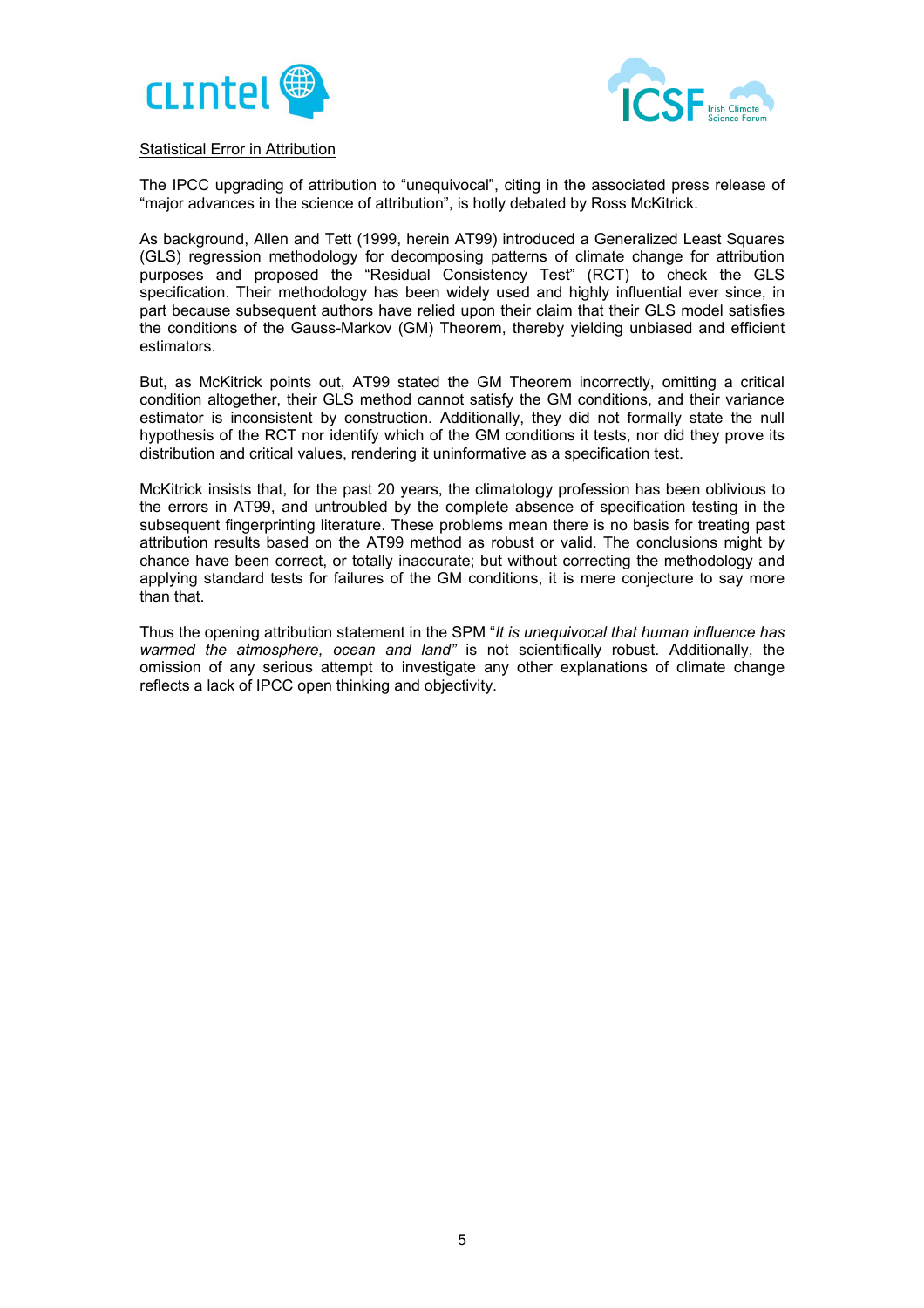Statistical Error in Attribution

The IPCC upgrading of attribution to "unequivocal", citing in the associated press release of "major advances in the science of attribution", is hotly debated by Ross McKitrick.

As background, Allen and Tett (1999, herein AT99) introduced a Generalized Least Squares (GLS) regression methodology for decomposing patterns of climate change for attribution purposes and proposed the "Residual Consistency Test" (RCT) to check the GLS specification. Their methodology has been widely used and highly influential ever since, in part because subsequent authors have relied upon their claim that their GLS model satisfies the conditions of the Gauss-Markov (GM) Theorem, thereby yielding unbiased and efficient estimators.

But, as McKitrick points out, AT99 stated the GM Theorem incorrectly, omitting a critical condition altogether, their GLS method cannot satisfy the GM conditions, and their variance estimator is inconsistent by construction. Additionally, they did not formally state the null hypothesis of the RCT nor identify which of the GM conditions it tests, nor did they prove its distribution and critical values, rendering it uninformative as a specification test.

McKitrick insists that, for the past 20 years, the climatology profession has been oblivious to the errors in AT99, and untroubled by the complete absence of specification testing in the subsequent fingerprinting literature. These problems mean there is no basis for treating past attribution results based on the AT99 method as robust or valid. The conclusions might by chance have been correct, or totally inaccurate; but without correcting the methodology and applying standard tests for failures of the GM conditions, it is mere conjecture to say more than that.

Thus the opening attribution statement in the SPM "*It is unequivocal that human influence has warmed the atmosphere, ocean and land"* is not scientifically robust. Additionally, the omission of any serious attempt to investigate any other explanations of climate change reflects a lack of IPCC open thinking and objectivity.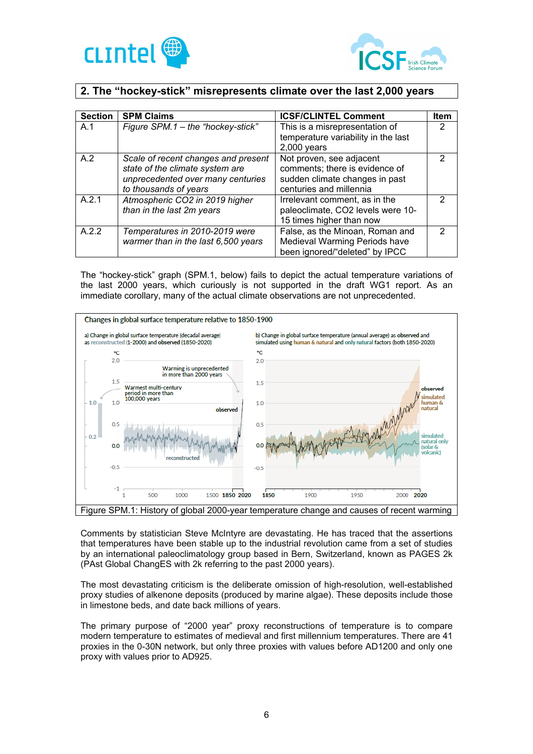## 2. The "hockey-stick" misrepresents climate over the last 2,000 years

| Section | SPM Claims | ICSF/CLINTEL Comment | Item |
|---|---|---|---|
| A.1 | *Figure SPM.1 – the "hockey-stick"* | This is a misrepresentation of temperature variability in the last 2,000 years | 2 |
| A.2 | *Scale of recent changes and present state of the climate system are unprecedented over many centuries to thousands of years* | Not proven, see adjacent comments; there is evidence of sudden climate changes in past centuries and millennia | 2 |
| A.2.1 | *Atmospheric CO2 in 2019 higher than in the last 2m years* | Irrelevant comment, as in the paleoclimate, CO2 levels were 10-15 times higher than now | 2 |
| A.2.2 | *Temperatures in 2010-2019 were warmer than in the last 6,500 years* | False, as the Minoan, Roman and Medieval Warming Periods have been ignored/"deleted" by IPCC | 2 |

The "hockey-stick" graph (SPM.1, below) fails to depict the actual temperature variations of the last 2000 years, which curiously is not supported in the draft WG1 report. As an immediate corollary, many of the actual climate observations are not unprecedented.

Figure SPM.1: History of global 2000-year temperature change and causes of recent warming

Comments by statistician Steve McIntyre are devastating. He has traced that the assertions that temperatures have been stable up to the industrial revolution came from a set of studies by an international paleoclimatology group based in Bern, Switzerland, known as PAGES 2k (PAst Global ChangES with 2k referring to the past 2000 years).

The most devastating criticism is the deliberate omission of high-resolution, well-established proxy studies of alkenone deposits (produced by marine algae). These deposits include those in limestone beds, and date back millions of years.

The primary purpose of "2000 year" proxy reconstructions of temperature is to compare modern temperature to estimates of medieval and first millennium temperatures. There are 41 proxies in the 0-30N network, but only three proxies with values before AD1200 and only one proxy with values prior to AD925.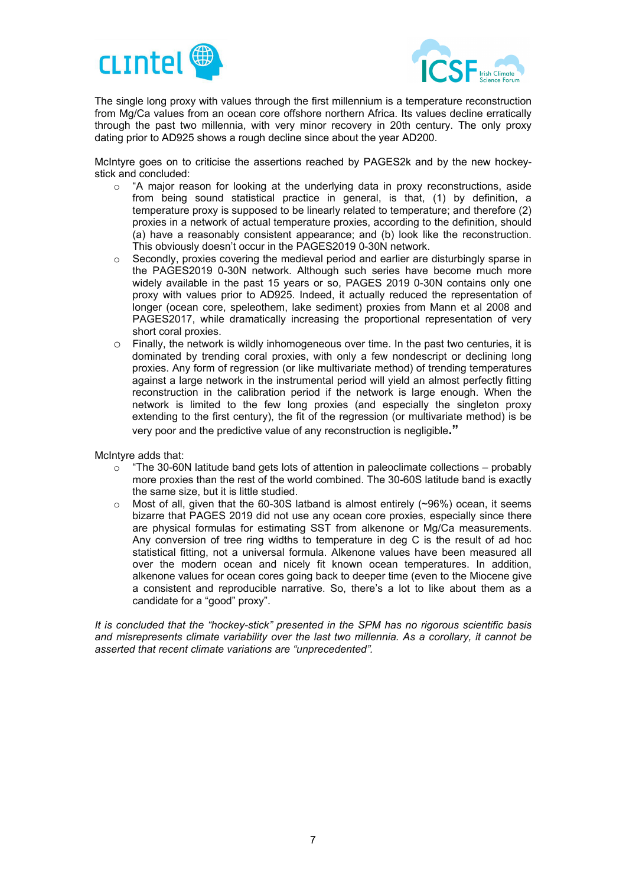The single long proxy with values through the first millennium is a temperature reconstruction from Mg/Ca values from an ocean core offshore northern Africa. Its values decline erratically through the past two millennia, with very minor recovery in 20th century. The only proxy dating prior to AD925 shows a rough decline since about the year AD200.

McIntyre goes on to criticise the assertions reached by PAGES2k and by the new hockey-stick and concluded:

- "A major reason for looking at the underlying data in proxy reconstructions, aside from being sound statistical practice in general, is that, (1) by definition, a temperature proxy is supposed to be linearly related to temperature; and therefore (2) proxies in a network of actual temperature proxies, according to the definition, should (a) have a reasonably consistent appearance; and (b) look like the reconstruction. This obviously doesn't occur in the PAGES2019 0-30N network.
- Secondly, proxies covering the medieval period and earlier are disturbingly sparse in the PAGES2019 0-30N network. Although such series have become much more widely available in the past 15 years or so, PAGES 2019 0-30N contains only one proxy with values prior to AD925. Indeed, it actually reduced the representation of longer (ocean core, speleothem, lake sediment) proxies from Mann et al 2008 and PAGES2017, while dramatically increasing the proportional representation of very short coral proxies.
- Finally, the network is wildly inhomogeneous over time. In the past two centuries, it is dominated by trending coral proxies, with only a few nondescript or declining long proxies. Any form of regression (or like multivariate method) of trending temperatures against a large network in the instrumental period will yield an almost perfectly fitting reconstruction in the calibration period if the network is large enough. When the network is limited to the few long proxies (and especially the singleton proxy extending to the first century), the fit of the regression (or multivariate method) is be very poor and the predictive value of any reconstruction is negligible."

McIntyre adds that:

- "The 30-60N latitude band gets lots of attention in paleoclimate collections – probably more proxies than the rest of the world combined. The 30-60S latitude band is exactly the same size, but it is little studied.
- Most of all, given that the 60-30S latband is almost entirely (~96%) ocean, it seems bizarre that PAGES 2019 did not use any ocean core proxies, especially since there are physical formulas for estimating SST from alkenone or Mg/Ca measurements. Any conversion of tree ring widths to temperature in deg C is the result of ad hoc statistical fitting, not a universal formula. Alkenone values have been measured all over the modern ocean and nicely fit known ocean temperatures. In addition, alkenone values for ocean cores going back to deeper time (even to the Miocene give a consistent and reproducible narrative. So, there's a lot to like about them as a candidate for a "good" proxy".

*It is concluded that the "hockey-stick" presented in the SPM has no rigorous scientific basis and misrepresents climate variability over the last two millennia. As a corollary, it cannot be asserted that recent climate variations are "unprecedented".*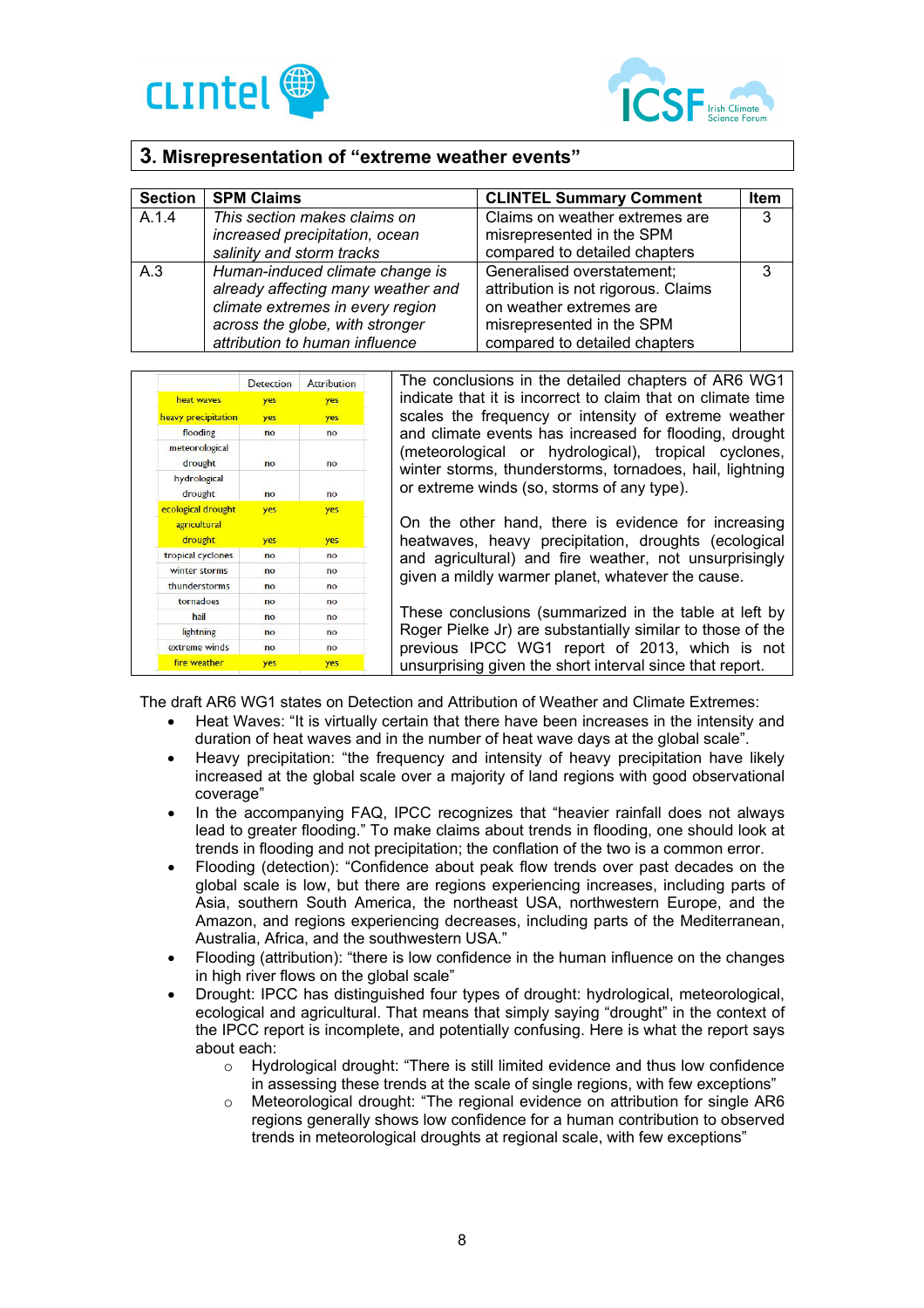## 3. Misrepresentation of "extreme weather events"

| Section | SPM Claims | CLINTEL Summary Comment | Item |
|---|---|---|---|
| A.1.4 | *This section makes claims on increased precipitation, ocean salinity and storm tracks* | Claims on weather extremes are misrepresented in the SPM compared to detailed chapters | 3 |
| A.3 | *Human-induced climate change is already affecting many weather and climate extremes in every region across the globe, with stronger attribution to human influence* | Generalised overstatement; attribution is not rigorous. Claims on weather extremes are misrepresented in the SPM compared to detailed chapters | 3 |

| | Detection | Attribution |
|---|---|---|
| heat waves | yes | yes |
| heavy precipitation | yes | yes |
| flooding | no | no |
| meteorological drought | no | no |
| hydrological drought | no | no |
| ecological drought | yes | yes |
| agricultural drought | yes | yes |
| tropical cyclones | no | no |
| winter storms | no | no |
| thunderstorms | no | no |
| tornadoes | no | no |
| hail | no | no |
| lightning | no | no |
| extreme winds | no | no |
| fire weather | yes | yes |

The conclusions in the detailed chapters of AR6 WG1 indicate that it is incorrect to claim that on climate time scales the frequency or intensity of extreme weather and climate events has increased for flooding, drought (meteorological or hydrological), tropical cyclones, winter storms, thunderstorms, tornadoes, hail, lightning or extreme winds (so, storms of any type).

On the other hand, there is evidence for increasing heatwaves, heavy precipitation, droughts (ecological and agricultural) and fire weather, not unsurprisingly given a mildly warmer planet, whatever the cause.

These conclusions (summarized in the table at left by Roger Pielke Jr) are substantially similar to those of the previous IPCC WG1 report of 2013, which is not unsurprising given the short interval since that report.

The draft AR6 WG1 states on Detection and Attribution of Weather and Climate Extremes:

- Heat Waves: "It is virtually certain that there have been increases in the intensity and duration of heat waves and in the number of heat wave days at the global scale".
- Heavy precipitation: "the frequency and intensity of heavy precipitation have likely increased at the global scale over a majority of land regions with good observational coverage"
- In the accompanying FAQ, IPCC recognizes that "heavier rainfall does not always lead to greater flooding." To make claims about trends in flooding, one should look at trends in flooding and not precipitation; the conflation of the two is a common error.
- Flooding (detection): "Confidence about peak flow trends over past decades on the global scale is low, but there are regions experiencing increases, including parts of Asia, southern South America, the northeast USA, northwestern Europe, and the Amazon, and regions experiencing decreases, including parts of the Mediterranean, Australia, Africa, and the southwestern USA."
- Flooding (attribution): "there is low confidence in the human influence on the changes in high river flows on the global scale"
- Drought: IPCC has distinguished four types of drought: hydrological, meteorological, ecological and agricultural. That means that simply saying "drought" in the context of the IPCC report is incomplete, and potentially confusing. Here is what the report says about each:
  - Hydrological drought: "There is still limited evidence and thus low confidence in assessing these trends at the scale of single regions, with few exceptions"
  - Meteorological drought: "The regional evidence on attribution for single AR6 regions generally shows low confidence for a human contribution to observed trends in meteorological droughts at regional scale, with few exceptions"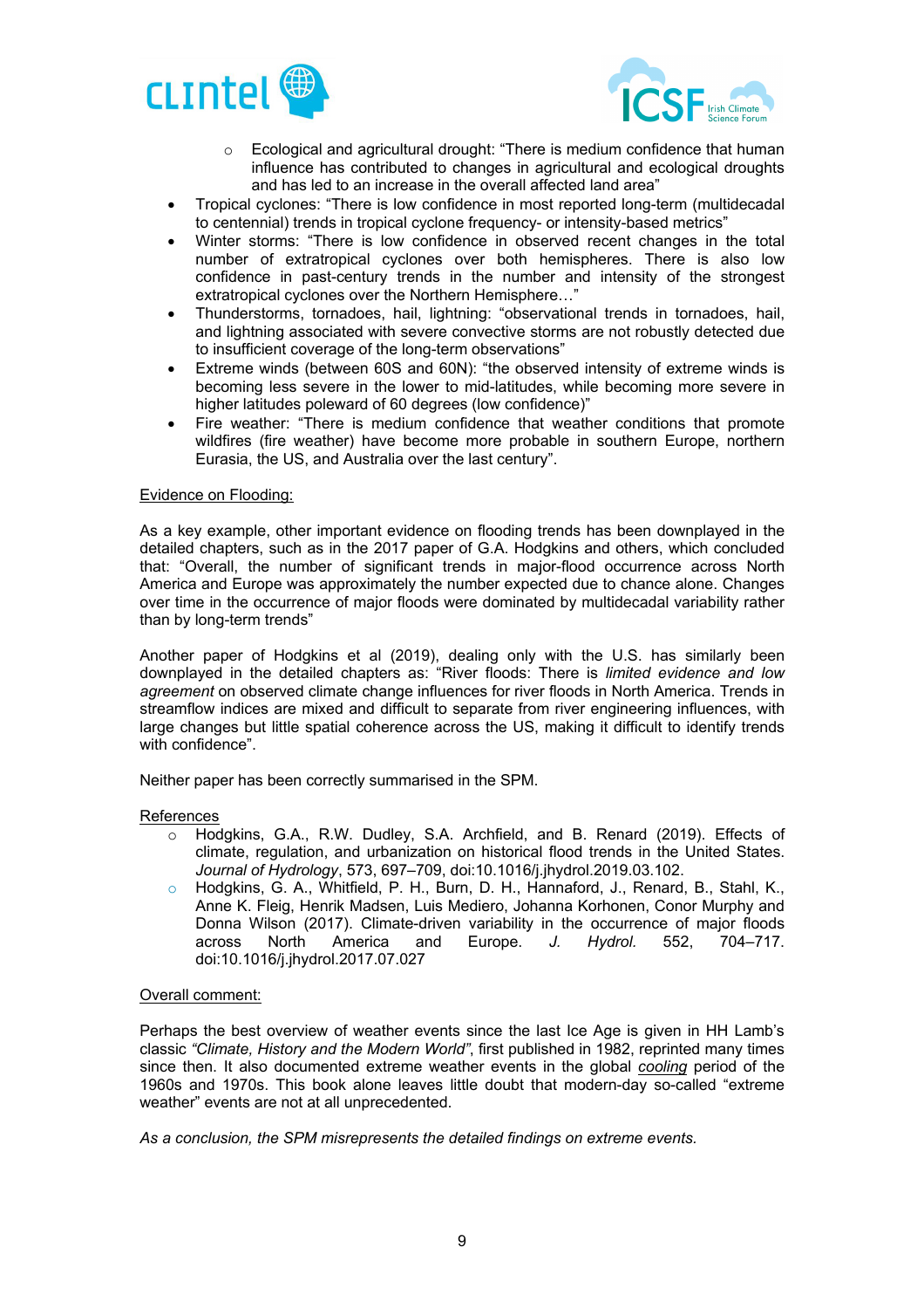- Ecological and agricultural drought: "There is medium confidence that human influence has contributed to changes in agricultural and ecological droughts and has led to an increase in the overall affected land area"

- Tropical cyclones: "There is low confidence in most reported long-term (multidecadal to centennial) trends in tropical cyclone frequency- or intensity-based metrics"
- Winter storms: "There is low confidence in observed recent changes in the total number of extratropical cyclones over both hemispheres. There is also low confidence in past-century trends in the number and intensity of the strongest extratropical cyclones over the Northern Hemisphere…"
- Thunderstorms, tornadoes, hail, lightning: "observational trends in tornadoes, hail, and lightning associated with severe convective storms are not robustly detected due to insufficient coverage of the long-term observations"
- Extreme winds (between 60S and 60N): "the observed intensity of extreme winds is becoming less severe in the lower to mid-latitudes, while becoming more severe in higher latitudes poleward of 60 degrees (low confidence)"
- Fire weather: "There is medium confidence that weather conditions that promote wildfires (fire weather) have become more probable in southern Europe, northern Eurasia, the US, and Australia over the last century".

<u>Evidence on Flooding:</u>

As a key example, other important evidence on flooding trends has been downplayed in the detailed chapters, such as in the 2017 paper of G.A. Hodgkins and others, which concluded that: "Overall, the number of significant trends in major-flood occurrence across North America and Europe was approximately the number expected due to chance alone. Changes over time in the occurrence of major floods were dominated by multidecadal variability rather than by long-term trends"

Another paper of Hodgkins et al (2019), dealing only with the U.S. has similarly been downplayed in the detailed chapters as: "River floods: There is *limited evidence and low agreement* on observed climate change influences for river floods in North America. Trends in streamflow indices are mixed and difficult to separate from river engineering influences, with large changes but little spatial coherence across the US, making it difficult to identify trends with confidence".

Neither paper has been correctly summarised in the SPM.

<u>References</u>

- Hodgkins, G.A., R.W. Dudley, S.A. Archfield, and B. Renard (2019). Effects of climate, regulation, and urbanization on historical flood trends in the United States. *Journal of Hydrology*, 573, 697–709, doi:10.1016/j.jhydrol.2019.03.102.
- Hodgkins, G. A., Whitfield, P. H., Burn, D. H., Hannaford, J., Renard, B., Stahl, K., Anne K. Fleig, Henrik Madsen, Luis Mediero, Johanna Korhonen, Conor Murphy and Donna Wilson (2017). Climate-driven variability in the occurrence of major floods across North America and Europe. *J. Hydrol.* 552, 704–717. doi:10.1016/j.jhydrol.2017.07.027

<u>Overall comment:</u>

Perhaps the best overview of weather events since the last Ice Age is given in HH Lamb's classic *"Climate, History and the Modern World"*, first published in 1982, reprinted many times since then. It also documented extreme weather events in the global <u>cooling</u> period of the 1960s and 1970s. This book alone leaves little doubt that modern-day so-called "extreme weather" events are not at all unprecedented.

*As a conclusion, the SPM misrepresents the detailed findings on extreme events.*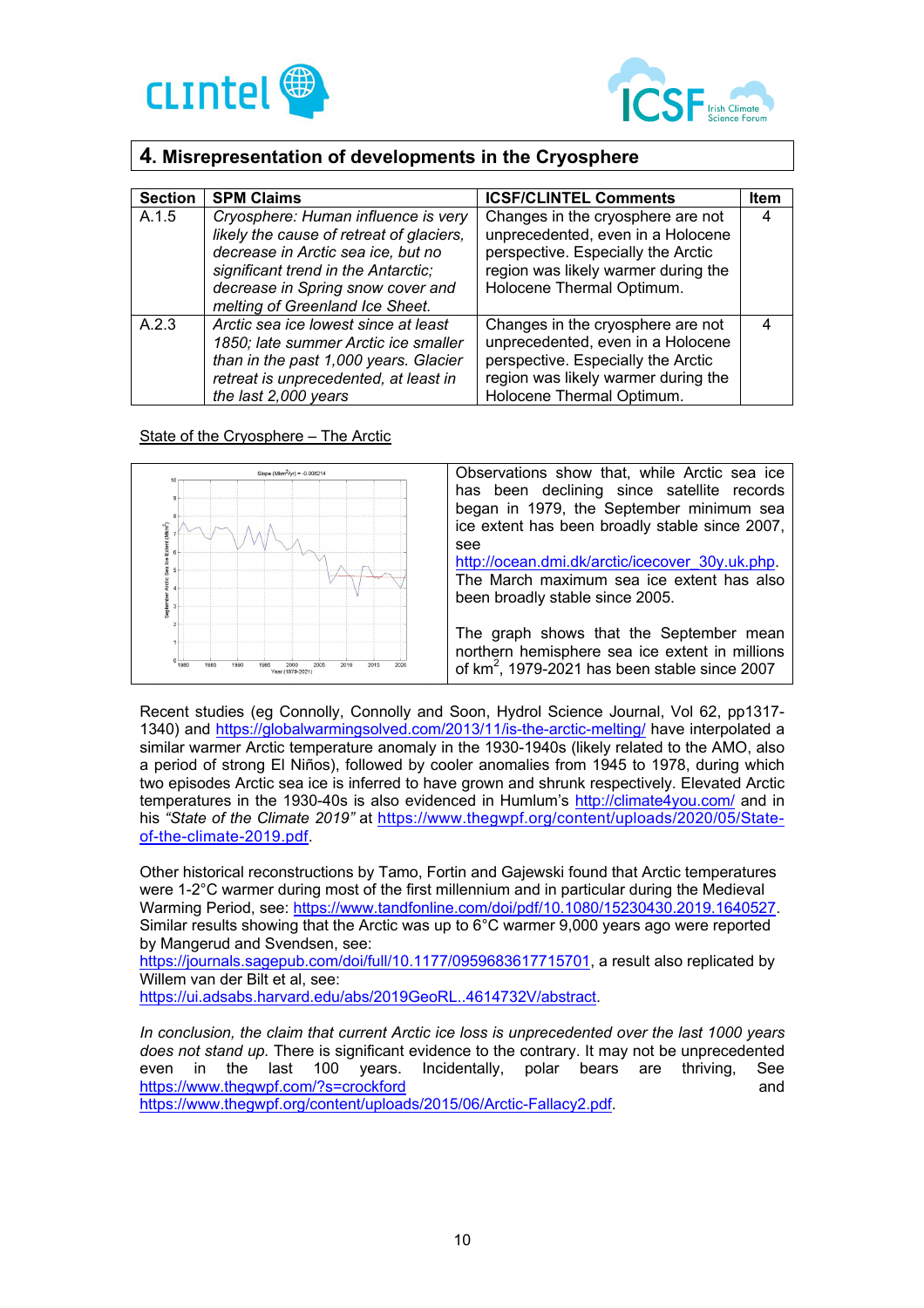## 4. Misrepresentation of developments in the Cryosphere

| Section | SPM Claims | ICSF/CLINTEL Comments | Item |
|---|---|---|---|
| A.1.5 | *Cryosphere: Human influence is very likely the cause of retreat of glaciers, decrease in Arctic sea ice, but no significant trend in the Antarctic; decrease in Spring snow cover and melting of Greenland Ice Sheet.* | Changes in the cryosphere are not unprecedented, even in a Holocene perspective. Especially the Arctic region was likely warmer during the Holocene Thermal Optimum. | 4 |
| A.2.3 | *Arctic sea ice lowest since at least 1850; late summer Arctic ice smaller than in the past 1,000 years. Glacier retreat is unprecedented, at least in the last 2,000 years* | Changes in the cryosphere are not unprecedented, even in a Holocene perspective. Especially the Arctic region was likely warmer during the Holocene Thermal Optimum. | 4 |

State of the Cryosphere – The Arctic

Observations show that, while Arctic sea ice has been declining since satellite records began in 1979, the September minimum sea ice extent has been broadly stable since 2007, see http://ocean.dmi.dk/arctic/icecover_30y.uk.php. The March maximum sea ice extent has also been broadly stable since 2005.

The graph shows that the September mean northern hemisphere sea ice extent in millions of $km^2$, 1979-2021 has been stable since 2007

Recent studies (eg Connolly, Connolly and Soon, Hydrol Science Journal, Vol 62, pp1317-1340) and https://globalwarmingsolved.com/2013/11/is-the-arctic-melting/ have interpolated a similar warmer Arctic temperature anomaly in the 1930-1940s (likely related to the AMO, also a period of strong El Niños), followed by cooler anomalies from 1945 to 1978, during which two episodes Arctic sea ice is inferred to have grown and shrunk respectively. Elevated Arctic temperatures in the 1930-40s is also evidenced in Humlum's http://climate4you.com/ and in his *"State of the Climate 2019"* at https://www.thegwpf.org/content/uploads/2020/05/State-of-the-climate-2019.pdf.

Other historical reconstructions by Tamo, Fortin and Gajewski found that Arctic temperatures were 1-2°C warmer during most of the first millennium and in particular during the Medieval Warming Period, see: https://www.tandfonline.com/doi/pdf/10.1080/15230430.2019.1640527. Similar results showing that the Arctic was up to 6°C warmer 9,000 years ago were reported by Mangerud and Svendsen, see:
https://journals.sagepub.com/doi/full/10.1177/0959683617715701, a result also replicated by Willem van der Bilt et al, see:
https://ui.adsabs.harvard.edu/abs/2019GeoRL..4614732V/abstract.

*In conclusion, the claim that current Arctic ice loss is unprecedented over the last 1000 years does not stand up.* There is significant evidence to the contrary. It may not be unprecedented even in the last 100 years. Incidentally, polar bears are thriving, See https://www.thegwpf.com/?s=crockford and https://www.thegwpf.org/content/uploads/2015/06/Arctic-Fallacy2.pdf.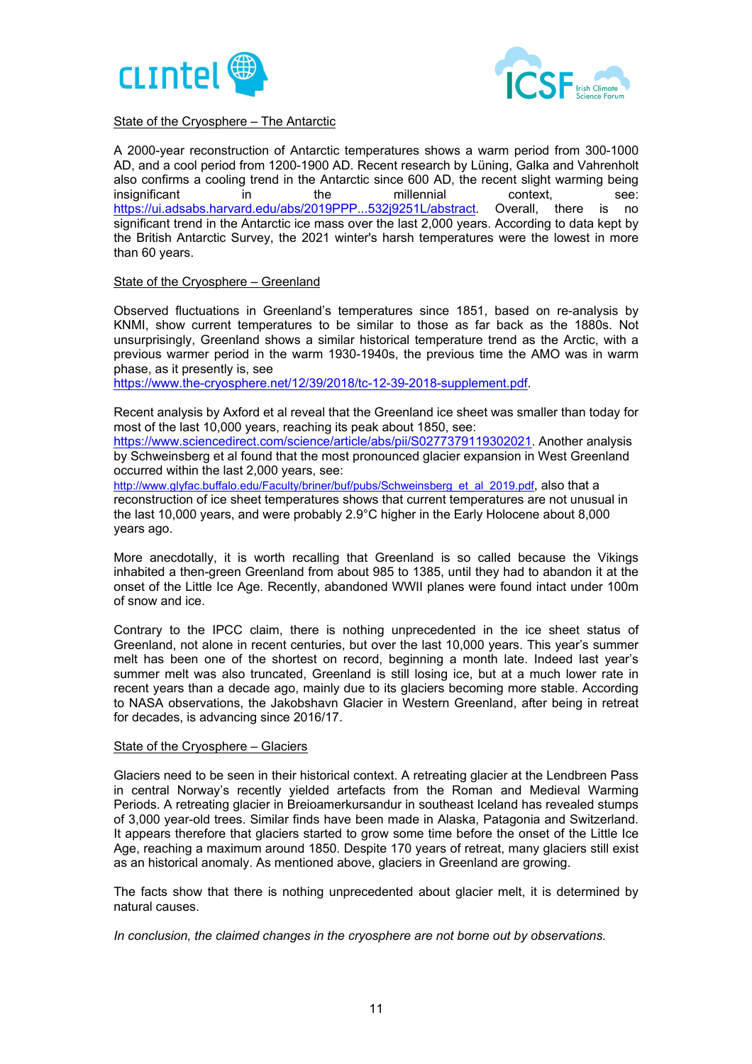State of the Cryosphere – The Antarctic

A 2000-year reconstruction of Antarctic temperatures shows a warm period from 300-1000 AD, and a cool period from 1200-1900 AD. Recent research by Lüning, Galka and Vahrenholt also confirms a cooling trend in the Antarctic since 600 AD, the recent slight warming being insignificant in the millennial context, see: https://ui.adsabs.harvard.edu/abs/2019PPP...532j9251L/abstract. Overall, there is no significant trend in the Antarctic ice mass over the last 2,000 years. According to data kept by the British Antarctic Survey, the 2021 winter's harsh temperatures were the lowest in more than 60 years.

State of the Cryosphere – Greenland

Observed fluctuations in Greenland's temperatures since 1851, based on re-analysis by KNMI, show current temperatures to be similar to those as far back as the 1880s. Not unsurprisingly, Greenland shows a similar historical temperature trend as the Arctic, with a previous warmer period in the warm 1930-1940s, the previous time the AMO was in warm phase, as it presently is, see https://www.the-cryosphere.net/12/39/2018/tc-12-39-2018-supplement.pdf.

Recent analysis by Axford et al reveal that the Greenland ice sheet was smaller than today for most of the last 10,000 years, reaching its peak about 1850, see: https://www.sciencedirect.com/science/article/abs/pii/S0277379119302021. Another analysis by Schweinsberg et al found that the most pronounced glacier expansion in West Greenland occurred within the last 2,000 years, see: http://www.glyfac.buffalo.edu/Faculty/briner/buf/pubs/Schweinsberg_et_al_2019.pdf, also that a reconstruction of ice sheet temperatures shows that current temperatures are not unusual in the last 10,000 years, and were probably 2.9°C higher in the Early Holocene about 8,000 years ago.

More anecdotally, it is worth recalling that Greenland is so called because the Vikings inhabited a then-green Greenland from about 985 to 1385, until they had to abandon it at the onset of the Little Ice Age. Recently, abandoned WWII planes were found intact under 100m of snow and ice.

Contrary to the IPCC claim, there is nothing unprecedented in the ice sheet status of Greenland, not alone in recent centuries, but over the last 10,000 years. This year's summer melt has been one of the shortest on record, beginning a month late. Indeed last year's summer melt was also truncated, Greenland is still losing ice, but at a much lower rate in recent years than a decade ago, mainly due to its glaciers becoming more stable. According to NASA observations, the Jakobshavn Glacier in Western Greenland, after being in retreat for decades, is advancing since 2016/17.

State of the Cryosphere – Glaciers

Glaciers need to be seen in their historical context. A retreating glacier at the Lendbreen Pass in central Norway's recently yielded artefacts from the Roman and Medieval Warming Periods. A retreating glacier in Breioamerkursandur in southeast Iceland has revealed stumps of 3,000 year-old trees. Similar finds have been made in Alaska, Patagonia and Switzerland. It appears therefore that glaciers started to grow some time before the onset of the Little Ice Age, reaching a maximum around 1850. Despite 170 years of retreat, many glaciers still exist as an historical anomaly. As mentioned above, glaciers in Greenland are growing.

The facts show that there is nothing unprecedented about glacier melt, it is determined by natural causes.

*In conclusion, the claimed changes in the cryosphere are not borne out by observations.*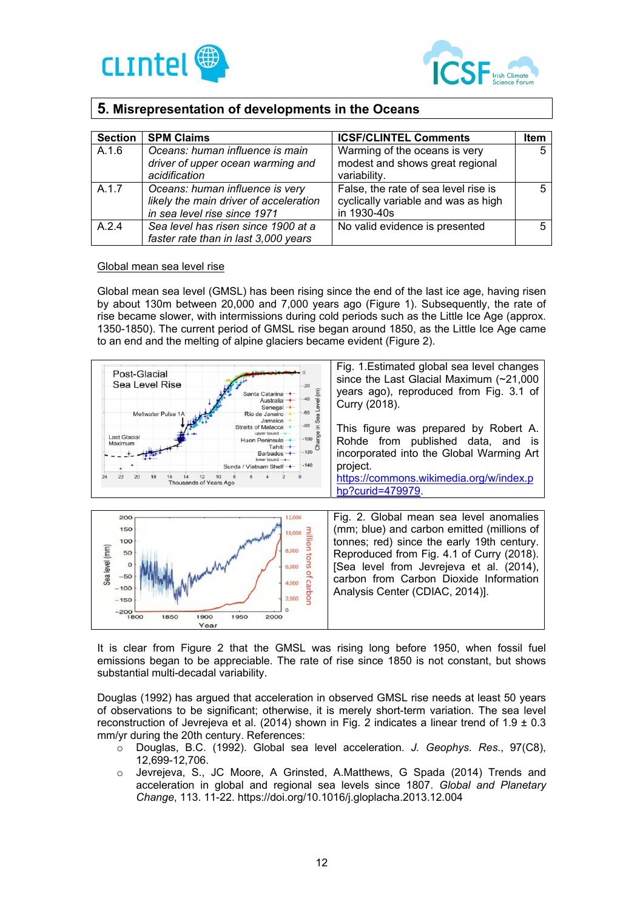## 5. Misrepresentation of developments in the Oceans

| Section | SPM Claims | ICSF/CLINTEL Comments | Item |
|---|---|---|---|
| A.1.6 | *Oceans: human influence is main driver of upper ocean warming and acidification* | Warming of the oceans is very modest and shows great regional variability. | 5 |
| A.1.7 | *Oceans: human influence is very likely the main driver of acceleration in sea level rise since 1971* | False, the rate of sea level rise is cyclically variable and was as high in 1930-40s | 5 |
| A.2.4 | *Sea level has risen since 1900 at a faster rate than in last 3,000 years* | No valid evidence is presented | 5 |

Global mean sea level rise

Global mean sea level (GMSL) has been rising since the end of the last ice age, having risen by about 130m between 20,000 and 7,000 years ago (Figure 1). Subsequently, the rate of rise became slower, with intermissions during cold periods such as the Little Ice Age (approx. 1350-1850). The current period of GMSL rise began around 1850, as the Little Ice Age came to an end and the melting of alpine glaciers became evident (Figure 2).

Fig. 1.Estimated global sea level changes since the Last Glacial Maximum (~21,000 years ago), reproduced from Fig. 3.1 of Curry (2018).

This figure was prepared by Robert A. Rohde from published data, and is incorporated into the Global Warming Art project.
https://commons.wikimedia.org/w/index.php?curid=479979.

Fig. 2. Global mean sea level anomalies (mm; blue) and carbon emitted (millions of tonnes; red) since the early 19th century. Reproduced from Fig. 4.1 of Curry (2018). [Sea level from Jevrejeva et al. (2014), carbon from Carbon Dioxide Information Analysis Center (CDIAC, 2014)].

It is clear from Figure 2 that the GMSL was rising long before 1950, when fossil fuel emissions began to be appreciable. The rate of rise since 1850 is not constant, but shows substantial multi-decadal variability.

Douglas (1992) has argued that acceleration in observed GMSL rise needs at least 50 years of observations to be significant; otherwise, it is merely short-term variation. The sea level reconstruction of Jevrejeva et al. (2014) shown in Fig. 2 indicates a linear trend of 1.9 ± 0.3 mm/yr during the 20th century. References:

- Douglas, B.C. (1992). Global sea level acceleration. *J. Geophys. Res.*, 97(C8), 12,699-12,706.
- Jevrejeva, S., JC Moore, A Grinsted, A.Matthews, G Spada (2014) Trends and acceleration in global and regional sea levels since 1807. *Global and Planetary Change*, 113. 11-22. https://doi.org/10.1016/j.gloplacha.2013.12.004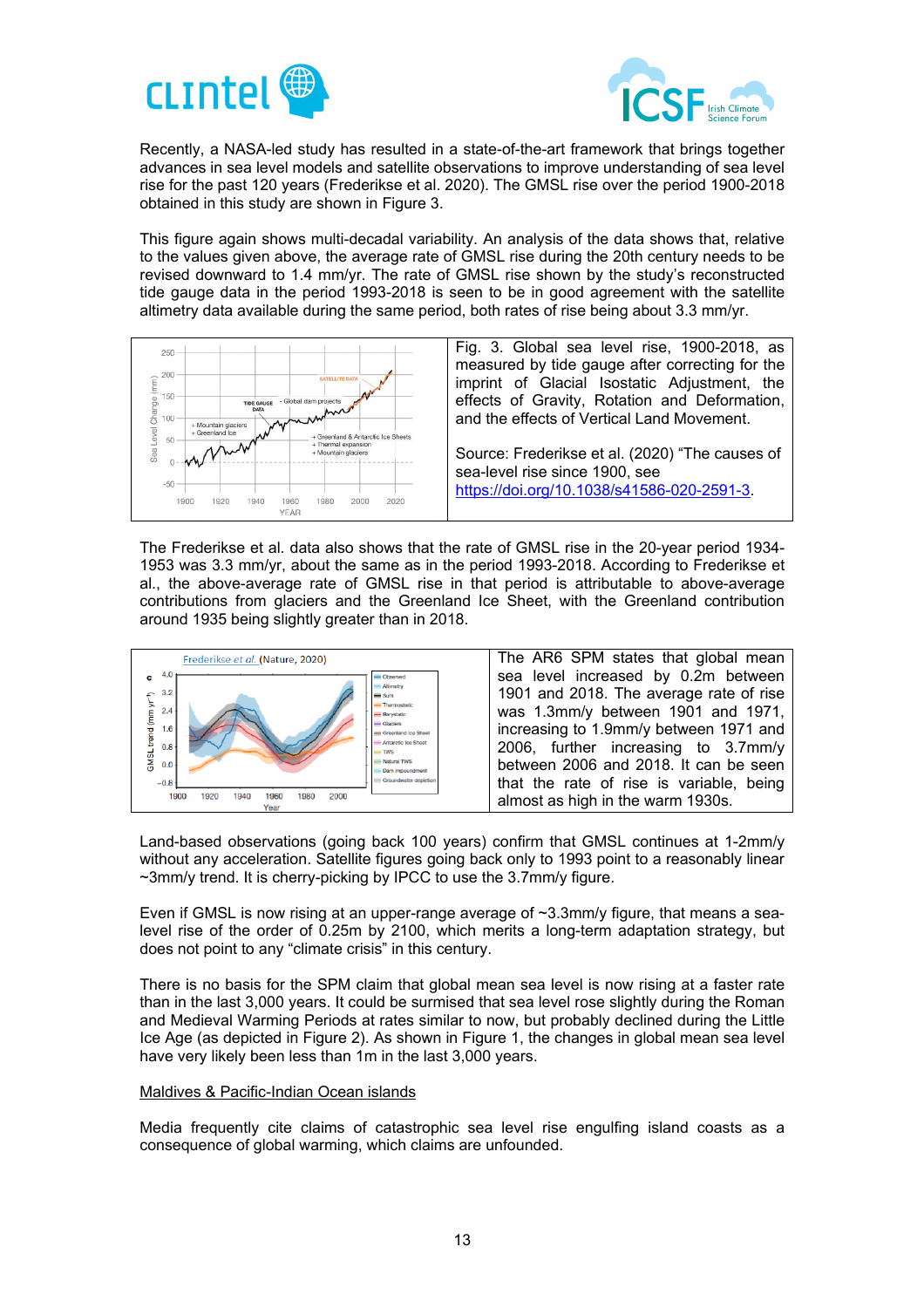Recently, a NASA-led study has resulted in a state-of-the-art framework that brings together advances in sea level models and satellite observations to improve understanding of sea level rise for the past 120 years (Frederikse et al. 2020). The GMSL rise over the period 1900-2018 obtained in this study are shown in Figure 3.

This figure again shows multi-decadal variability. An analysis of the data shows that, relative to the values given above, the average rate of GMSL rise during the 20th century needs to be revised downward to 1.4 mm/yr. The rate of GMSL rise shown by the study's reconstructed tide gauge data in the period 1993-2018 is seen to be in good agreement with the satellite altimetry data available during the same period, both rates of rise being about 3.3 mm/yr.

Fig. 3. Global sea level rise, 1900-2018, as measured by tide gauge after correcting for the imprint of Glacial Isostatic Adjustment, the effects of Gravity, Rotation and Deformation, and the effects of Vertical Land Movement.

Source: Frederikse et al. (2020) "The causes of sea-level rise since 1900, see https://doi.org/10.1038/s41586-020-2591-3.

The Frederikse et al. data also shows that the rate of GMSL rise in the 20-year period 1934-1953 was 3.3 mm/yr, about the same as in the period 1993-2018. According to Frederikse et al., the above-average rate of GMSL rise in that period is attributable to above-average contributions from glaciers and the Greenland Ice Sheet, with the Greenland contribution around 1935 being slightly greater than in 2018.

The AR6 SPM states that global mean sea level increased by 0.2m between 1901 and 2018. The average rate of rise was 1.3mm/y between 1901 and 1971, increasing to 1.9mm/y between 1971 and 2006, further increasing to 3.7mm/y between 2006 and 2018. It can be seen that the rate of rise is variable, being almost as high in the warm 1930s.

Land-based observations (going back 100 years) confirm that GMSL continues at 1-2mm/y without any acceleration. Satellite figures going back only to 1993 point to a reasonably linear ~3mm/y trend. It is cherry-picking by IPCC to use the 3.7mm/y figure.

Even if GMSL is now rising at an upper-range average of ~3.3mm/y figure, that means a sea-level rise of the order of 0.25m by 2100, which merits a long-term adaptation strategy, but does not point to any "climate crisis" in this century.

There is no basis for the SPM claim that global mean sea level is now rising at a faster rate than in the last 3,000 years. It could be surmised that sea level rose slightly during the Roman and Medieval Warming Periods at rates similar to now, but probably declined during the Little Ice Age (as depicted in Figure 2). As shown in Figure 1, the changes in global mean sea level have very likely been less than 1m in the last 3,000 years.

## Maldives & Pacific-Indian Ocean islands

Media frequently cite claims of catastrophic sea level rise engulfing island coasts as a consequence of global warming, which claims are unfounded.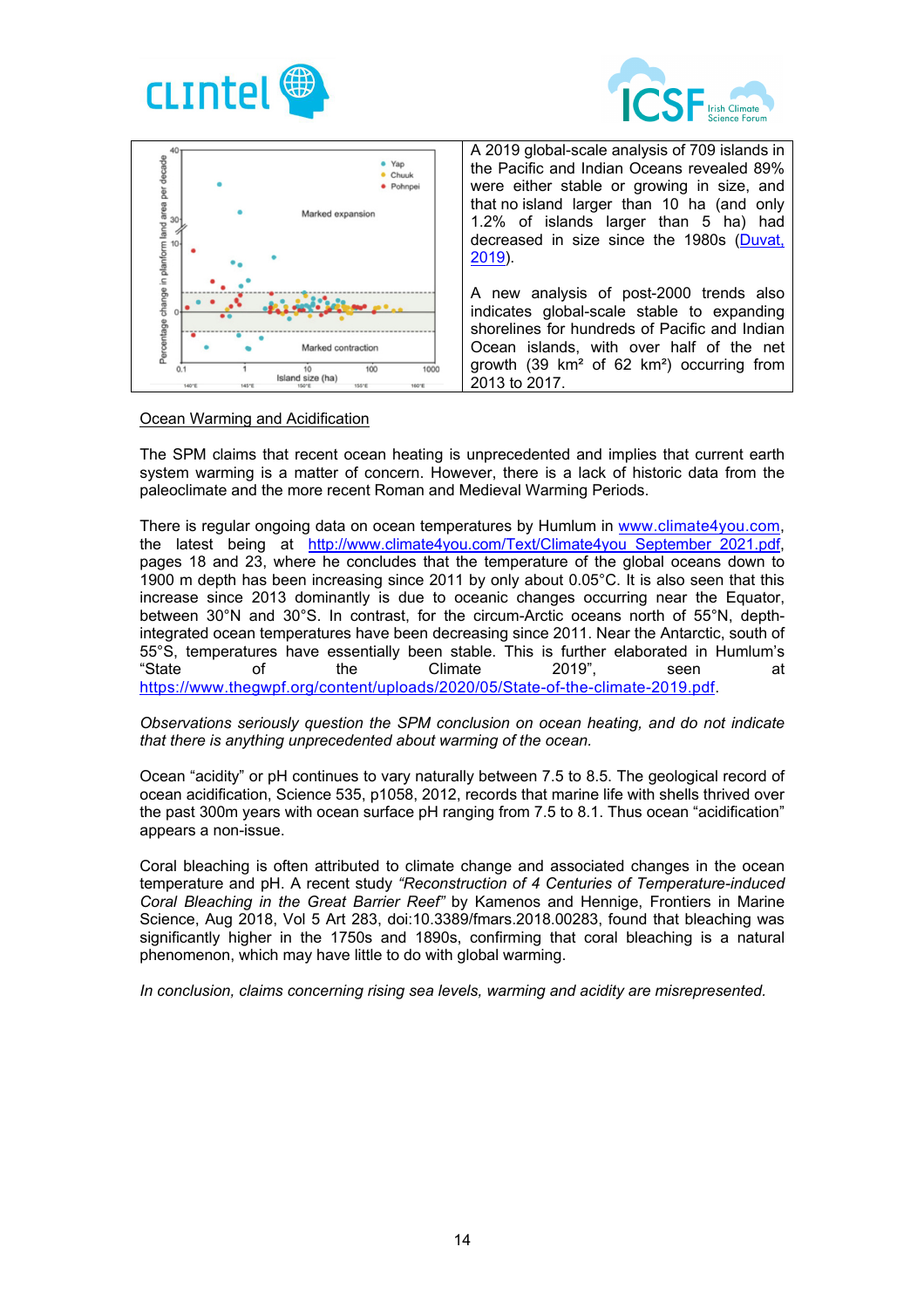A 2019 global-scale analysis of 709 islands in the Pacific and Indian Oceans revealed 89% were either stable or growing in size, and that no island larger than 10 ha (and only 1.2% of islands larger than 5 ha) had decreased in size since the 1980s (Duvat, 2019).

A new analysis of post-2000 trends also indicates global-scale stable to expanding shorelines for hundreds of Pacific and Indian Ocean islands, with over half of the net growth (39 km² of 62 km²) occurring from 2013 to 2017.

## Ocean Warming and Acidification

The SPM claims that recent ocean heating is unprecedented and implies that current earth system warming is a matter of concern. However, there is a lack of historic data from the paleoclimate and the more recent Roman and Medieval Warming Periods.

There is regular ongoing data on ocean temperatures by Humlum in www.climate4you.com, the latest being at http://www.climate4you.com/Text/Climate4you_September_2021.pdf, pages 18 and 23, where he concludes that the temperature of the global oceans down to 1900 m depth has been increasing since 2011 by only about 0.05°C. It is also seen that this increase since 2013 dominantly is due to oceanic changes occurring near the Equator, between 30°N and 30°S. In contrast, for the circum-Arctic oceans north of 55°N, depth-integrated ocean temperatures have been decreasing since 2011. Near the Antarctic, south of 55°S, temperatures have essentially been stable. This is further elaborated in Humlum's "State of the Climate 2019", seen at https://www.thegwpf.org/content/uploads/2020/05/State-of-the-climate-2019.pdf.

*Observations seriously question the SPM conclusion on ocean heating, and do not indicate that there is anything unprecedented about warming of the ocean.*

Ocean "acidity" or pH continues to vary naturally between 7.5 to 8.5. The geological record of ocean acidification, Science 535, p1058, 2012, records that marine life with shells thrived over the past 300m years with ocean surface pH ranging from 7.5 to 8.1. Thus ocean "acidification" appears a non-issue.

Coral bleaching is often attributed to climate change and associated changes in the ocean temperature and pH. A recent study *"Reconstruction of 4 Centuries of Temperature-induced Coral Bleaching in the Great Barrier Reef"* by Kamenos and Hennige, Frontiers in Marine Science, Aug 2018, Vol 5 Art 283, doi:10.3389/fmars.2018.00283, found that bleaching was significantly higher in the 1750s and 1890s, confirming that coral bleaching is a natural phenomenon, which may have little to do with global warming.

*In conclusion, claims concerning rising sea levels, warming and acidity are misrepresented.*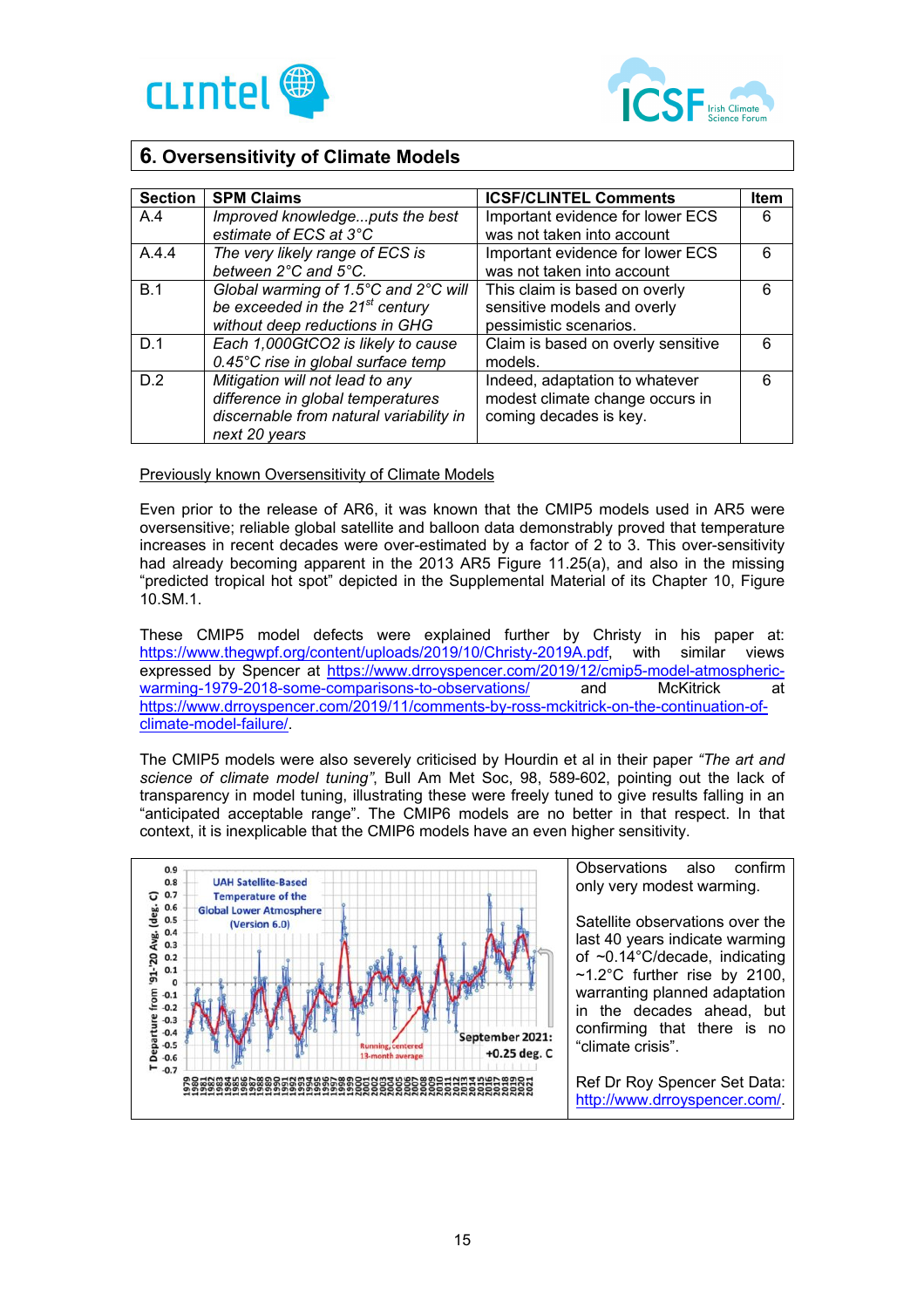## 6. Oversensitivity of Climate Models

| Section | SPM Claims | ICSF/CLINTEL Comments | Item |
|---|---|---|---|
| A.4 | *Improved knowledge...puts the best estimate of ECS at 3°C* | Important evidence for lower ECS was not taken into account | 6 |
| A.4.4 | *The very likely range of ECS is between 2°C and 5°C.* | Important evidence for lower ECS was not taken into account | 6 |
| B.1 | *Global warming of 1.5°C and 2°C will be exceeded in the 21st century without deep reductions in GHG* | This claim is based on overly sensitive models and overly pessimistic scenarios. | 6 |
| D.1 | *Each 1,000GtCO2 is likely to cause 0.45°C rise in global surface temp* | Claim is based on overly sensitive models. | 6 |
| D.2 | *Mitigation will not lead to any difference in global temperatures discernable from natural variability in next 20 years* | Indeed, adaptation to whatever modest climate change occurs in coming decades is key. | 6 |

Previously known Oversensitivity of Climate Models

Even prior to the release of AR6, it was known that the CMIP5 models used in AR5 were oversensitive; reliable global satellite and balloon data demonstrably proved that temperature increases in recent decades were over-estimated by a factor of 2 to 3. This over-sensitivity had already becoming apparent in the 2013 AR5 Figure 11.25(a), and also in the missing "predicted tropical hot spot" depicted in the Supplemental Material of its Chapter 10, Figure 10.SM.1.

These CMIP5 model defects were explained further by Christy in his paper at: https://www.thegwpf.org/content/uploads/2019/10/Christy-2019A.pdf, with similar views expressed by Spencer at https://www.drroyspencer.com/2019/12/cmip5-model-atmospheric-warming-1979-2018-some-comparisons-to-observations/ and McKitrick at https://www.drroyspencer.com/2019/11/comments-by-ross-mckitrick-on-the-continuation-of-climate-model-failure/.

The CMIP5 models were also severely criticised by Hourdin et al in their paper *"The art and science of climate model tuning"*, Bull Am Met Soc, 98, 589-602, pointing out the lack of transparency in model tuning, illustrating these were freely tuned to give results falling in an "anticipated acceptable range". The CMIP6 models are no better in that respect. In that context, it is inexplicable that the CMIP6 models have an even higher sensitivity.

UAH Satellite-Based Temperature of the Global Lower Atmosphere (Version 6.0)

T Departure from '91-'20 Avg. (deg. C)

Running, centered 13-month average

September 2021: +0.25 deg. C

Observations also confirm only very modest warming.

Satellite observations over the last 40 years indicate warming of ~0.14°C/decade, indicating ~1.2°C further rise by 2100, warranting planned adaptation in the decades ahead, but confirming that there is no "climate crisis".

Ref Dr Roy Spencer Set Data: http://www.drroyspencer.com/.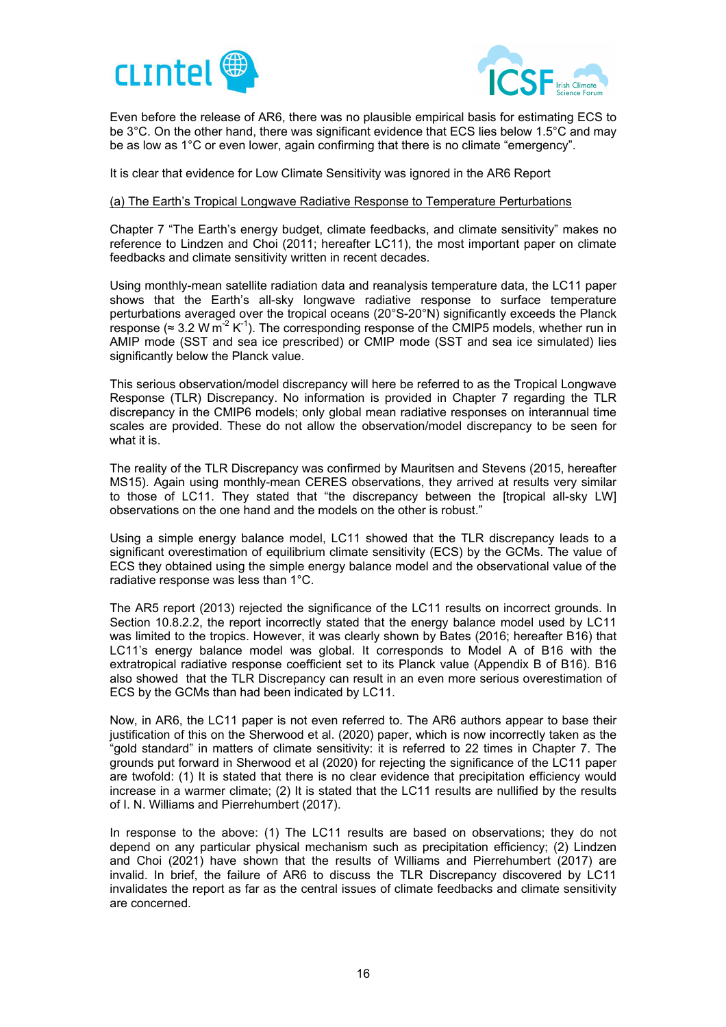Even before the release of AR6, there was no plausible empirical basis for estimating ECS to be 3°C. On the other hand, there was significant evidence that ECS lies below 1.5°C and may be as low as 1°C or even lower, again confirming that there is no climate “emergency”.

It is clear that evidence for Low Climate Sensitivity was ignored in the AR6 Report

(a) The Earth’s Tropical Longwave Radiative Response to Temperature Perturbations

Chapter 7 “The Earth’s energy budget, climate feedbacks, and climate sensitivity” makes no reference to Lindzen and Choi (2011; hereafter LC11), the most important paper on climate feedbacks and climate sensitivity written in recent decades.

Using monthly-mean satellite radiation data and reanalysis temperature data, the LC11 paper shows that the Earth’s all-sky longwave radiative response to surface temperature perturbations averaged over the tropical oceans (20°S-20°N) significantly exceeds the Planck response (≈ 3.2 $W\,m^{-2}\,K^{-1}$). The corresponding response of the CMIP5 models, whether run in AMIP mode (SST and sea ice prescribed) or CMIP mode (SST and sea ice simulated) lies significantly below the Planck value.

This serious observation/model discrepancy will here be referred to as the Tropical Longwave Response (TLR) Discrepancy. No information is provided in Chapter 7 regarding the TLR discrepancy in the CMIP6 models; only global mean radiative responses on interannual time scales are provided. These do not allow the observation/model discrepancy to be seen for what it is.

The reality of the TLR Discrepancy was confirmed by Mauritsen and Stevens (2015, hereafter MS15). Again using monthly-mean CERES observations, they arrived at results very similar to those of LC11. They stated that “the discrepancy between the [tropical all-sky LW] observations on the one hand and the models on the other is robust.”

Using a simple energy balance model, LC11 showed that the TLR discrepancy leads to a significant overestimation of equilibrium climate sensitivity (ECS) by the GCMs. The value of ECS they obtained using the simple energy balance model and the observational value of the radiative response was less than 1°C.

The AR5 report (2013) rejected the significance of the LC11 results on incorrect grounds. In Section 10.8.2.2, the report incorrectly stated that the energy balance model used by LC11 was limited to the tropics. However, it was clearly shown by Bates (2016; hereafter B16) that LC11’s energy balance model was global. It corresponds to Model A of B16 with the extratropical radiative response coefficient set to its Planck value (Appendix B of B16). B16 also showed that the TLR Discrepancy can result in an even more serious overestimation of ECS by the GCMs than had been indicated by LC11.

Now, in AR6, the LC11 paper is not even referred to. The AR6 authors appear to base their justification of this on the Sherwood et al. (2020) paper, which is now incorrectly taken as the “gold standard” in matters of climate sensitivity: it is referred to 22 times in Chapter 7. The grounds put forward in Sherwood et al (2020) for rejecting the significance of the LC11 paper are twofold: (1) It is stated that there is no clear evidence that precipitation efficiency would increase in a warmer climate; (2) It is stated that the LC11 results are nullified by the results of I. N. Williams and Pierrehumbert (2017).

In response to the above: (1) The LC11 results are based on observations; they do not depend on any particular physical mechanism such as precipitation efficiency; (2) Lindzen and Choi (2021) have shown that the results of Williams and Pierrehumbert (2017) are invalid. In brief, the failure of AR6 to discuss the TLR Discrepancy discovered by LC11 invalidates the report as far as the central issues of climate feedbacks and climate sensitivity are concerned.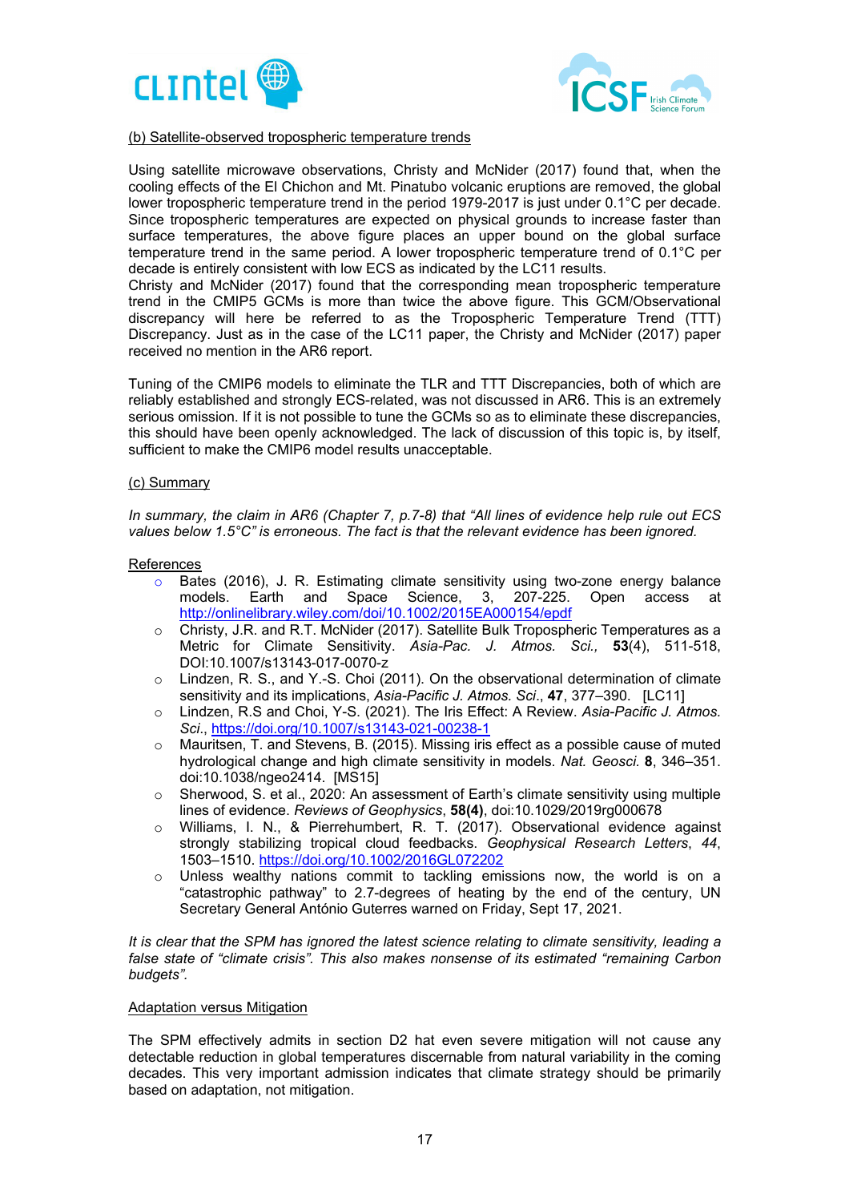(b) Satellite-observed tropospheric temperature trends

Using satellite microwave observations, Christy and McNider (2017) found that, when the cooling effects of the El Chichon and Mt. Pinatubo volcanic eruptions are removed, the global lower tropospheric temperature trend in the period 1979-2017 is just under 0.1°C per decade. Since tropospheric temperatures are expected on physical grounds to increase faster than surface temperatures, the above figure places an upper bound on the global surface temperature trend in the same period. A lower tropospheric temperature trend of 0.1°C per decade is entirely consistent with low ECS as indicated by the LC11 results.
Christy and McNider (2017) found that the corresponding mean tropospheric temperature trend in the CMIP5 GCMs is more than twice the above figure. This GCM/Observational discrepancy will here be referred to as the Tropospheric Temperature Trend (TTT) Discrepancy. Just as in the case of the LC11 paper, the Christy and McNider (2017) paper received no mention in the AR6 report.

Tuning of the CMIP6 models to eliminate the TLR and TTT Discrepancies, both of which are reliably established and strongly ECS-related, was not discussed in AR6. This is an extremely serious omission. If it is not possible to tune the GCMs so as to eliminate these discrepancies, this should have been openly acknowledged. The lack of discussion of this topic is, by itself, sufficient to make the CMIP6 model results unacceptable.

(c) Summary

*In summary, the claim in AR6 (Chapter 7, p.7-8) that "All lines of evidence help rule out ECS values below 1.5°C" is erroneous. The fact is that the relevant evidence has been ignored.*

References

- Bates (2016), J. R. Estimating climate sensitivity using two-zone energy balance models. Earth and Space Science, 3, 207-225. Open access at http://onlinelibrary.wiley.com/doi/10.1002/2015EA000154/epdf
- Christy, J.R. and R.T. McNider (2017). Satellite Bulk Tropospheric Temperatures as a Metric for Climate Sensitivity. *Asia-Pac. J. Atmos. Sci.,* **53**(4), 511-518, DOI:10.1007/s13143-017-0070-z
- Lindzen, R. S., and Y.-S. Choi (2011). On the observational determination of climate sensitivity and its implications, *Asia-Pacific J. Atmos. Sci*., **47**, 377–390. [LC11]
- Lindzen, R.S and Choi, Y-S. (2021). The Iris Effect: A Review. *Asia-Pacific J. Atmos. Sci*., https://doi.org/10.1007/s13143-021-00238-1
- Mauritsen, T. and Stevens, B. (2015). Missing iris effect as a possible cause of muted hydrological change and high climate sensitivity in models. *Nat. Geosci*. **8**, 346–351. doi:10.1038/ngeo2414. [MS15]
- Sherwood, S. et al., 2020: An assessment of Earth's climate sensitivity using multiple lines of evidence. *Reviews of Geophysics*, **58(4)**, doi:10.1029/2019rg000678
- Williams, I. N., & Pierrehumbert, R. T. (2017). Observational evidence against strongly stabilizing tropical cloud feedbacks. *Geophysical Research Letters*, *44*, 1503–1510. https://doi.org/10.1002/2016GL072202
- Unless wealthy nations commit to tackling emissions now, the world is on a "catastrophic pathway" to 2.7-degrees of heating by the end of the century, UN Secretary General António Guterres warned on Friday, Sept 17, 2021.

*It is clear that the SPM has ignored the latest science relating to climate sensitivity, leading a false state of "climate crisis". This also makes nonsense of its estimated "remaining Carbon budgets".*

Adaptation versus Mitigation

The SPM effectively admits in section D2 hat even severe mitigation will not cause any detectable reduction in global temperatures discernable from natural variability in the coming decades. This very important admission indicates that climate strategy should be primarily based on adaptation, not mitigation.